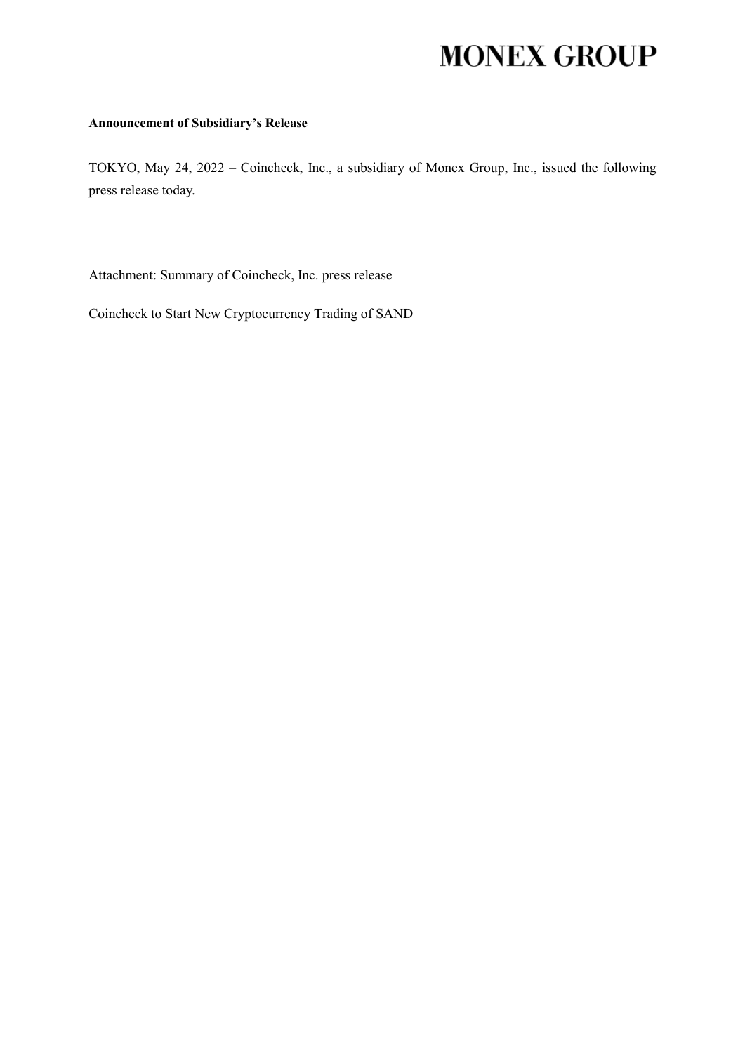# MONEX GROUP

**Announcement of Subsidiary's Release**

TOKYO, May 24, 2022 – Coincheck, Inc., a subsidiary of Monex Group, Inc., issued the following press release today.

Attachment: Summary of Coincheck, Inc. press release

Coincheck to Start New Cryptocurrency Trading of SAND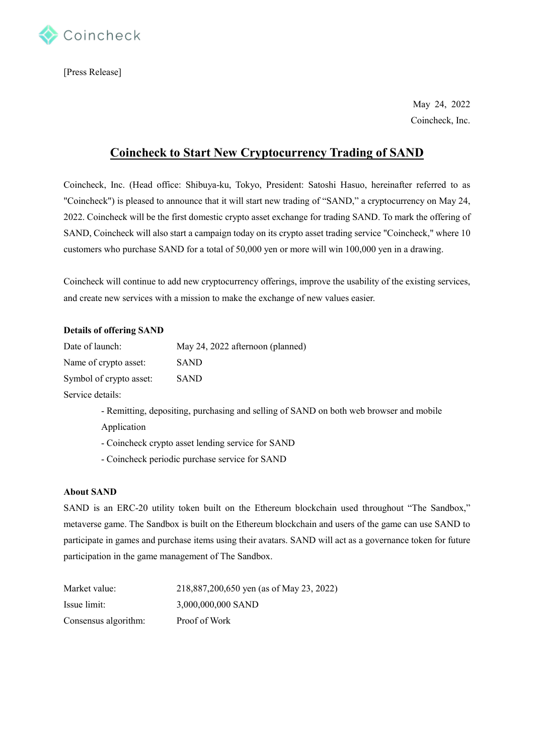[Press Release]

May 24, 2022
Coincheck, Inc.

# Coincheck to Start New Cryptocurrency Trading of SAND

Coincheck, Inc. (Head office: Shibuya-ku, Tokyo, President: Satoshi Hasuo, hereinafter referred to as "Coincheck") is pleased to announce that it will start new trading of "SAND," a cryptocurrency on May 24, 2022. Coincheck will be the first domestic crypto asset exchange for trading SAND. To mark the offering of SAND, Coincheck will also start a campaign today on its crypto asset trading service "Coincheck," where 10 customers who purchase SAND for a total of 50,000 yen or more will win 100,000 yen in a drawing.

Coincheck will continue to add new cryptocurrency offerings, improve the usability of the existing services, and create new services with a mission to make the exchange of new values easier.

**Details of offering SAND**

| | |
|---|---|
| Date of launch: | May 24, 2022 afternoon (planned) |
| Name of crypto asset: | SAND |
| Symbol of crypto asset: | SAND |

Service details:

- Remitting, depositing, purchasing and selling of SAND on both web browser and mobile Application
- Coincheck crypto asset lending service for SAND
- Coincheck periodic purchase service for SAND

**About SAND**

SAND is an ERC-20 utility token built on the Ethereum blockchain used throughout "The Sandbox," metaverse game. The Sandbox is built on the Ethereum blockchain and users of the game can use SAND to participate in games and purchase items using their avatars. SAND will act as a governance token for future participation in the game management of The Sandbox.

| | |
|---|---|
| Market value: | 218,887,200,650 yen (as of May 23, 2022) |
| Issue limit: | 3,000,000,000 SAND |
| Consensus algorithm: | Proof of Work |